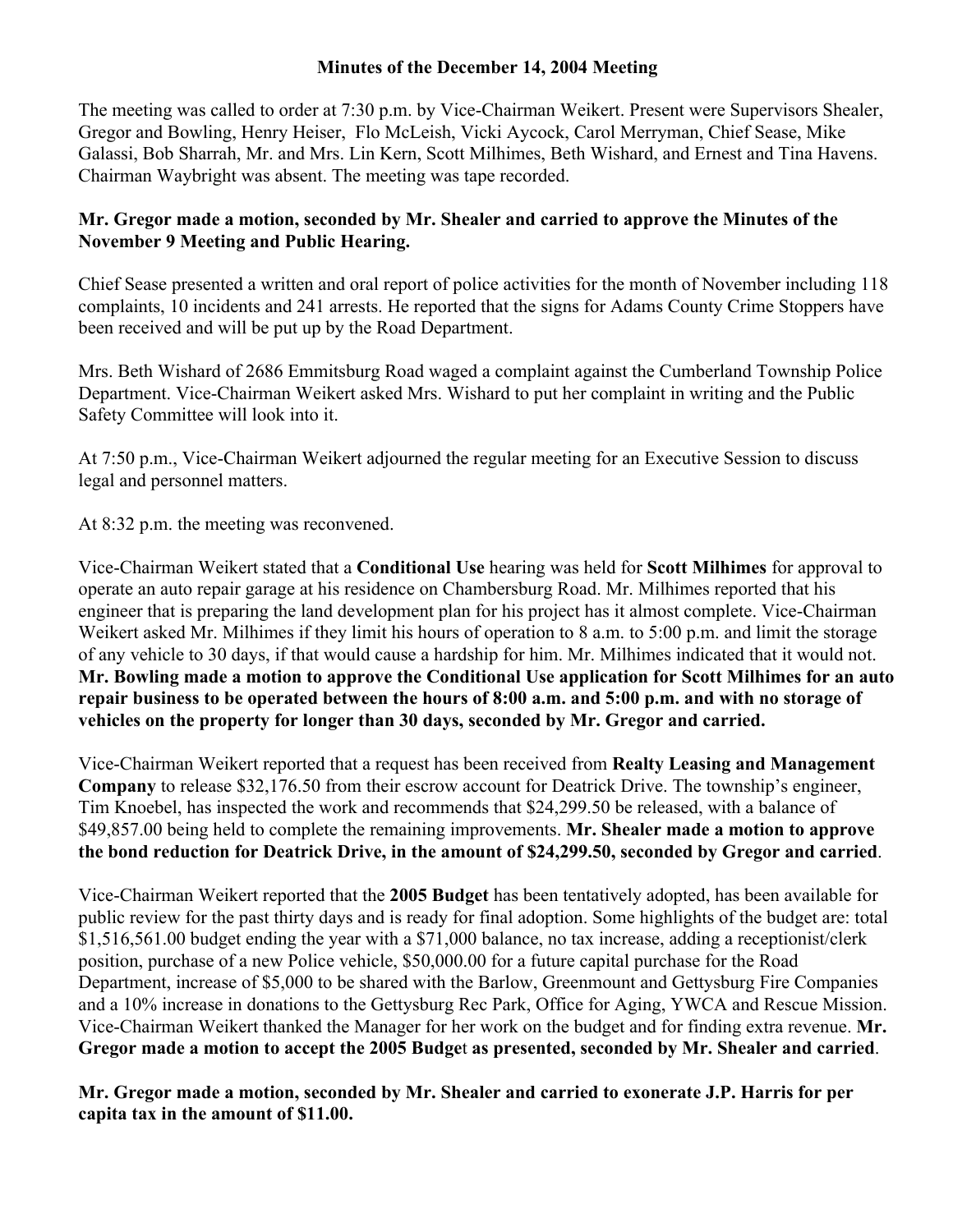**Minutes of the December 14, 2004 Meeting**

The meeting was called to order at 7:30 p.m. by Vice-Chairman Weikert. Present were Supervisors Shealer, Gregor and Bowling, Henry Heiser, Flo McLeish, Vicki Aycock, Carol Merryman, Chief Sease, Mike Galassi, Bob Sharrah, Mr. and Mrs. Lin Kern, Scott Milhimes, Beth Wishard, and Ernest and Tina Havens. Chairman Waybright was absent. The meeting was tape recorded.

**Mr. Gregor made a motion, seconded by Mr. Shealer and carried to approve the Minutes of the November 9 Meeting and Public Hearing.**

Chief Sease presented a written and oral report of police activities for the month of November including 118 complaints, 10 incidents and 241 arrests. He reported that the signs for Adams County Crime Stoppers have been received and will be put up by the Road Department.

Mrs. Beth Wishard of 2686 Emmitsburg Road waged a complaint against the Cumberland Township Police Department. Vice-Chairman Weikert asked Mrs. Wishard to put her complaint in writing and the Public Safety Committee will look into it.

At 7:50 p.m., Vice-Chairman Weikert adjourned the regular meeting for an Executive Session to discuss legal and personnel matters.

At 8:32 p.m. the meeting was reconvened.

Vice-Chairman Weikert stated that a **Conditional Use** hearing was held for **Scott Milhimes** for approval to operate an auto repair garage at his residence on Chambersburg Road. Mr. Milhimes reported that his engineer that is preparing the land development plan for his project has it almost complete. Vice-Chairman Weikert asked Mr. Milhimes if they limit his hours of operation to 8 a.m. to 5:00 p.m. and limit the storage of any vehicle to 30 days, if that would cause a hardship for him. Mr. Milhimes indicated that it would not. **Mr. Bowling made a motion to approve the Conditional Use application for Scott Milhimes for an auto repair business to be operated between the hours of 8:00 a.m. and 5:00 p.m. and with no storage of vehicles on the property for longer than 30 days, seconded by Mr. Gregor and carried.**

Vice-Chairman Weikert reported that a request has been received from **Realty Leasing and Management Company** to release $32,176.50 from their escrow account for Deatrick Drive. The township's engineer, Tim Knoebel, has inspected the work and recommends that $24,299.50 be released, with a balance of $49,857.00 being held to complete the remaining improvements. **Mr. Shealer made a motion to approve the bond reduction for Deatrick Drive, in the amount of $24,299.50, seconded by Gregor and carried**.

Vice-Chairman Weikert reported that the **2005 Budget** has been tentatively adopted, has been available for public review for the past thirty days and is ready for final adoption. Some highlights of the budget are: total $1,516,561.00 budget ending the year with a $71,000 balance, no tax increase, adding a receptionist/clerk position, purchase of a new Police vehicle, $50,000.00 for a future capital purchase for the Road Department, increase of $5,000 to be shared with the Barlow, Greenmount and Gettysburg Fire Companies and a 10% increase in donations to the Gettysburg Rec Park, Office for Aging, YWCA and Rescue Mission. Vice-Chairman Weikert thanked the Manager for her work on the budget and for finding extra revenue. **Mr. Gregor made a motion to accept the 2005 Budget as presented, seconded by Mr. Shealer and carried**.

**Mr. Gregor made a motion, seconded by Mr. Shealer and carried to exonerate J.P. Harris for per capita tax in the amount of $11.00.**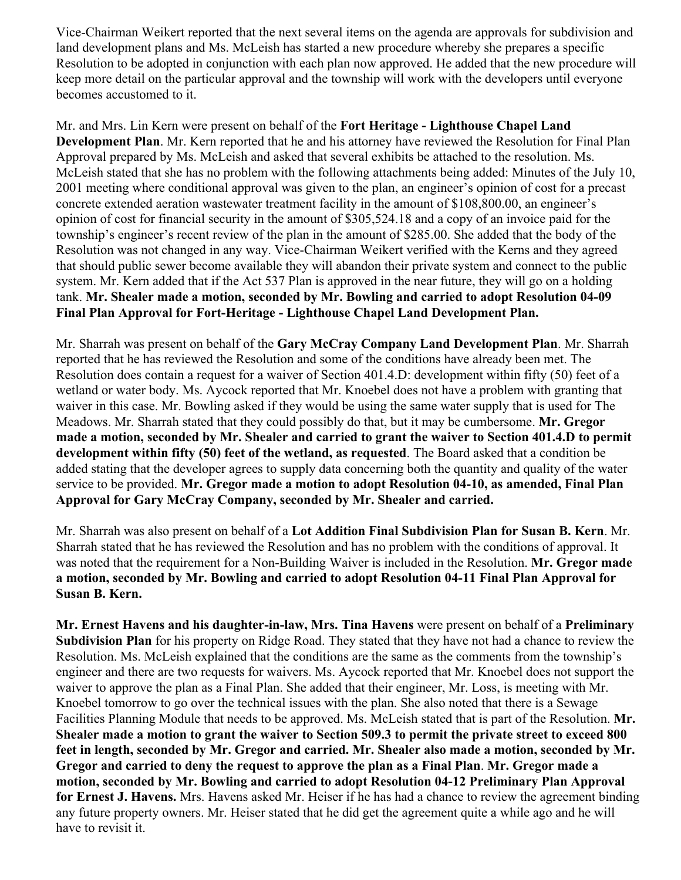Vice-Chairman Weikert reported that the next several items on the agenda are approvals for subdivision and land development plans and Ms. McLeish has started a new procedure whereby she prepares a specific Resolution to be adopted in conjunction with each plan now approved. He added that the new procedure will keep more detail on the particular approval and the township will work with the developers until everyone becomes accustomed to it.

Mr. and Mrs. Lin Kern were present on behalf of the **Fort Heritage - Lighthouse Chapel Land Development Plan**. Mr. Kern reported that he and his attorney have reviewed the Resolution for Final Plan Approval prepared by Ms. McLeish and asked that several exhibits be attached to the resolution. Ms. McLeish stated that she has no problem with the following attachments being added: Minutes of the July 10, 2001 meeting where conditional approval was given to the plan, an engineer's opinion of cost for a precast concrete extended aeration wastewater treatment facility in the amount of $108,800.00, an engineer's opinion of cost for financial security in the amount of $305,524.18 and a copy of an invoice paid for the township's engineer's recent review of the plan in the amount of $285.00. She added that the body of the Resolution was not changed in any way. Vice-Chairman Weikert verified with the Kerns and they agreed that should public sewer become available they will abandon their private system and connect to the public system. Mr. Kern added that if the Act 537 Plan is approved in the near future, they will go on a holding tank. **Mr. Shealer made a motion, seconded by Mr. Bowling and carried to adopt Resolution 04-09 Final Plan Approval for Fort-Heritage - Lighthouse Chapel Land Development Plan.**

Mr. Sharrah was present on behalf of the **Gary McCray Company Land Development Plan**. Mr. Sharrah reported that he has reviewed the Resolution and some of the conditions have already been met. The Resolution does contain a request for a waiver of Section 401.4.D: development within fifty (50) feet of a wetland or water body. Ms. Aycock reported that Mr. Knoebel does not have a problem with granting that waiver in this case. Mr. Bowling asked if they would be using the same water supply that is used for The Meadows. Mr. Sharrah stated that they could possibly do that, but it may be cumbersome. **Mr. Gregor made a motion, seconded by Mr. Shealer and carried to grant the waiver to Section 401.4.D to permit development within fifty (50) feet of the wetland, as requested**. The Board asked that a condition be added stating that the developer agrees to supply data concerning both the quantity and quality of the water service to be provided. **Mr. Gregor made a motion to adopt Resolution 04-10, as amended, Final Plan Approval for Gary McCray Company, seconded by Mr. Shealer and carried.**

Mr. Sharrah was also present on behalf of a **Lot Addition Final Subdivision Plan for Susan B. Kern**. Mr. Sharrah stated that he has reviewed the Resolution and has no problem with the conditions of approval. It was noted that the requirement for a Non-Building Waiver is included in the Resolution. **Mr. Gregor made a motion, seconded by Mr. Bowling and carried to adopt Resolution 04-11 Final Plan Approval for Susan B. Kern.**

**Mr. Ernest Havens and his daughter-in-law, Mrs. Tina Havens** were present on behalf of a **Preliminary Subdivision Plan** for his property on Ridge Road. They stated that they have not had a chance to review the Resolution. Ms. McLeish explained that the conditions are the same as the comments from the township's engineer and there are two requests for waivers. Ms. Aycock reported that Mr. Knoebel does not support the waiver to approve the plan as a Final Plan. She added that their engineer, Mr. Loss, is meeting with Mr. Knoebel tomorrow to go over the technical issues with the plan. She also noted that there is a Sewage Facilities Planning Module that needs to be approved. Ms. McLeish stated that is part of the Resolution. **Mr. Shealer made a motion to grant the waiver to Section 509.3 to permit the private street to exceed 800 feet in length, seconded by Mr. Gregor and carried. Mr. Shealer also made a motion, seconded by Mr. Gregor and carried to deny the request to approve the plan as a Final Plan**. **Mr. Gregor made a motion, seconded by Mr. Bowling and carried to adopt Resolution 04-12 Preliminary Plan Approval for Ernest J. Havens.** Mrs. Havens asked Mr. Heiser if he has had a chance to review the agreement binding any future property owners. Mr. Heiser stated that he did get the agreement quite a while ago and he will have to revisit it.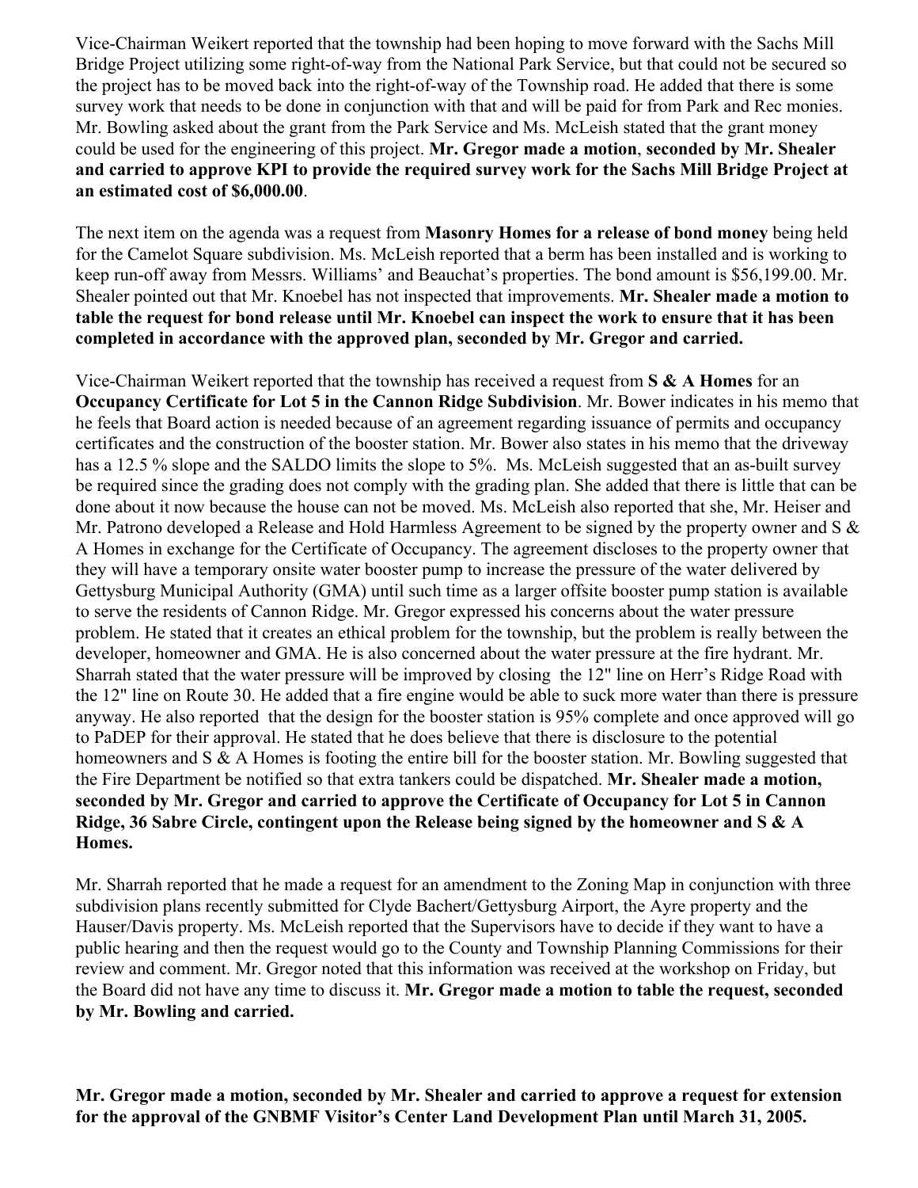Vice-Chairman Weikert reported that the township had been hoping to move forward with the Sachs Mill Bridge Project utilizing some right-of-way from the National Park Service, but that could not be secured so the project has to be moved back into the right-of-way of the Township road. He added that there is some survey work that needs to be done in conjunction with that and will be paid for from Park and Rec monies. Mr. Bowling asked about the grant from the Park Service and Ms. McLeish stated that the grant money could be used for the engineering of this project. **Mr. Gregor made a motion**, **seconded by Mr. Shealer and carried to approve KPI to provide the required survey work for the Sachs Mill Bridge Project at an estimated cost of $6,000.00**.

The next item on the agenda was a request from **Masonry Homes for a release of bond money** being held for the Camelot Square subdivision. Ms. McLeish reported that a berm has been installed and is working to keep run-off away from Messrs. Williams' and Beauchat's properties. The bond amount is $56,199.00. Mr. Shealer pointed out that Mr. Knoebel has not inspected that improvements. **Mr. Shealer made a motion to table the request for bond release until Mr. Knoebel can inspect the work to ensure that it has been completed in accordance with the approved plan, seconded by Mr. Gregor and carried.**

Vice-Chairman Weikert reported that the township has received a request from **S & A Homes** for an **Occupancy Certificate for Lot 5 in the Cannon Ridge Subdivision**. Mr. Bower indicates in his memo that he feels that Board action is needed because of an agreement regarding issuance of permits and occupancy certificates and the construction of the booster station. Mr. Bower also states in his memo that the driveway has a 12.5 % slope and the SALDO limits the slope to 5%. Ms. McLeish suggested that an as-built survey be required since the grading does not comply with the grading plan. She added that there is little that can be done about it now because the house can not be moved. Ms. McLeish also reported that she, Mr. Heiser and Mr. Patrono developed a Release and Hold Harmless Agreement to be signed by the property owner and S & A Homes in exchange for the Certificate of Occupancy. The agreement discloses to the property owner that they will have a temporary onsite water booster pump to increase the pressure of the water delivered by Gettysburg Municipal Authority (GMA) until such time as a larger offsite booster pump station is available to serve the residents of Cannon Ridge. Mr. Gregor expressed his concerns about the water pressure problem. He stated that it creates an ethical problem for the township, but the problem is really between the developer, homeowner and GMA. He is also concerned about the water pressure at the fire hydrant. Mr. Sharrah stated that the water pressure will be improved by closing the 12" line on Herr's Ridge Road with the 12" line on Route 30. He added that a fire engine would be able to suck more water than there is pressure anyway. He also reported that the design for the booster station is 95% complete and once approved will go to PaDEP for their approval. He stated that he does believe that there is disclosure to the potential homeowners and S & A Homes is footing the entire bill for the booster station. Mr. Bowling suggested that the Fire Department be notified so that extra tankers could be dispatched. **Mr. Shealer made a motion, seconded by Mr. Gregor and carried to approve the Certificate of Occupancy for Lot 5 in Cannon Ridge, 36 Sabre Circle, contingent upon the Release being signed by the homeowner and S & A Homes.**

Mr. Sharrah reported that he made a request for an amendment to the Zoning Map in conjunction with three subdivision plans recently submitted for Clyde Bachert/Gettysburg Airport, the Ayre property and the Hauser/Davis property. Ms. McLeish reported that the Supervisors have to decide if they want to have a public hearing and then the request would go to the County and Township Planning Commissions for their review and comment. Mr. Gregor noted that this information was received at the workshop on Friday, but the Board did not have any time to discuss it. **Mr. Gregor made a motion to table the request, seconded by Mr. Bowling and carried.**

**Mr. Gregor made a motion, seconded by Mr. Shealer and carried to approve a request for extension for the approval of the GNBMF Visitor's Center Land Development Plan until March 31, 2005.**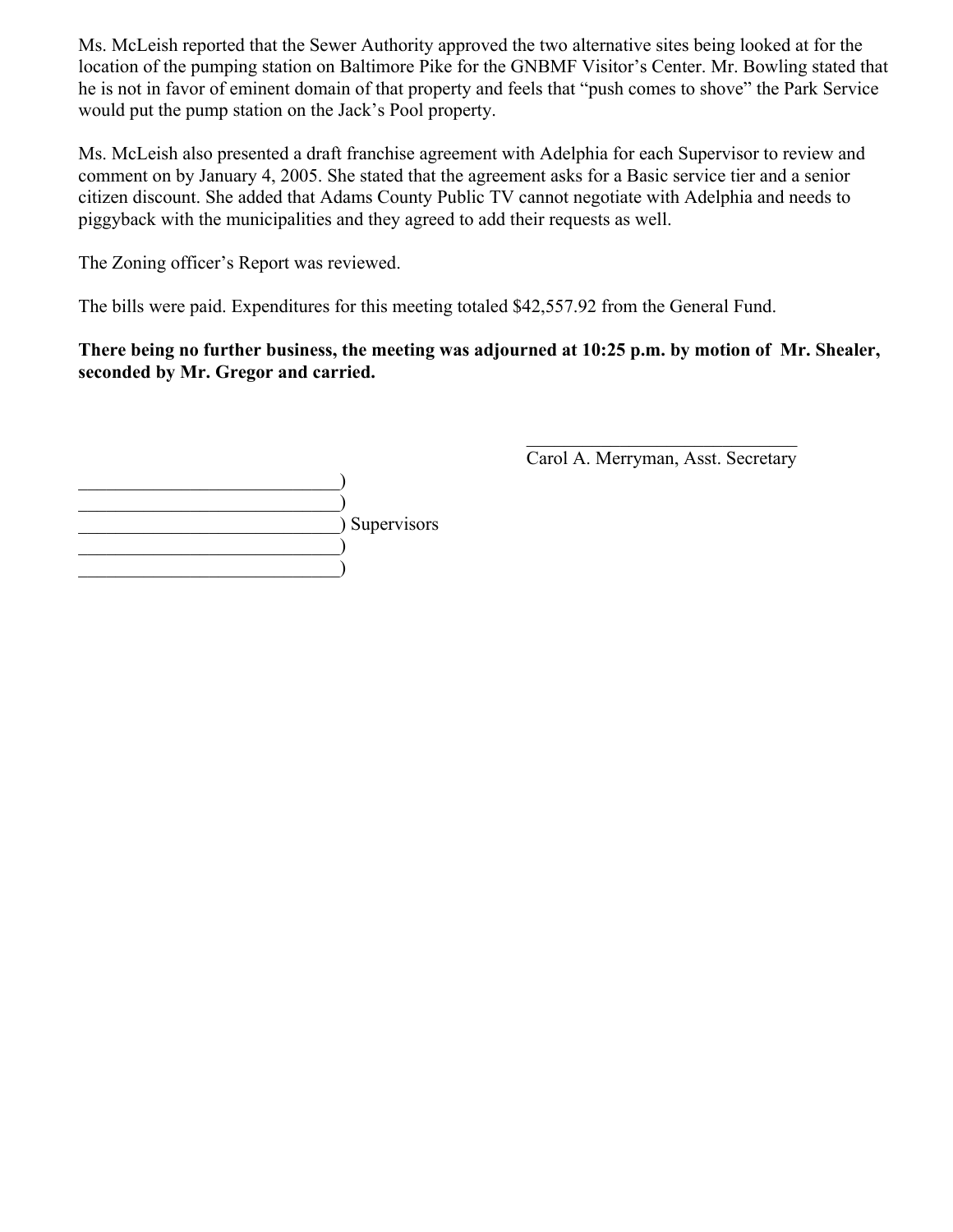Ms. McLeish reported that the Sewer Authority approved the two alternative sites being looked at for the location of the pumping station on Baltimore Pike for the GNBMF Visitor's Center. Mr. Bowling stated that he is not in favor of eminent domain of that property and feels that "push comes to shove" the Park Service would put the pump station on the Jack's Pool property.

Ms. McLeish also presented a draft franchise agreement with Adelphia for each Supervisor to review and comment on by January 4, 2005. She stated that the agreement asks for a Basic service tier and a senior citizen discount. She added that Adams County Public TV cannot negotiate with Adelphia and needs to piggyback with the municipalities and they agreed to add their requests as well.

The Zoning officer's Report was reviewed.

The bills were paid. Expenditures for this meeting totaled $42,557.92 from the General Fund.

**There being no further business, the meeting was adjourned at 10:25 p.m. by motion of Mr. Shealer, seconded by Mr. Gregor and carried.**

\_\_\_\_\_\_\_\_\_\_\_\_\_\_\_\_\_\_\_\_\_\_\_\_\_\_\_\_

Carol A. Merryman, Asst. Secretary

\_\_\_\_\_\_\_\_\_\_\_\_\_\_\_\_\_\_\_\_\_\_\_\_\_\_\_\_)
\_\_\_\_\_\_\_\_\_\_\_\_\_\_\_\_\_\_\_\_\_\_\_\_\_\_\_\_)
\_\_\_\_\_\_\_\_\_\_\_\_\_\_\_\_\_\_\_\_\_\_\_\_\_\_\_\_) Supervisors
\_\_\_\_\_\_\_\_\_\_\_\_\_\_\_\_\_\_\_\_\_\_\_\_\_\_\_\_)
\_\_\_\_\_\_\_\_\_\_\_\_\_\_\_\_\_\_\_\_\_\_\_\_\_\_\_\_)